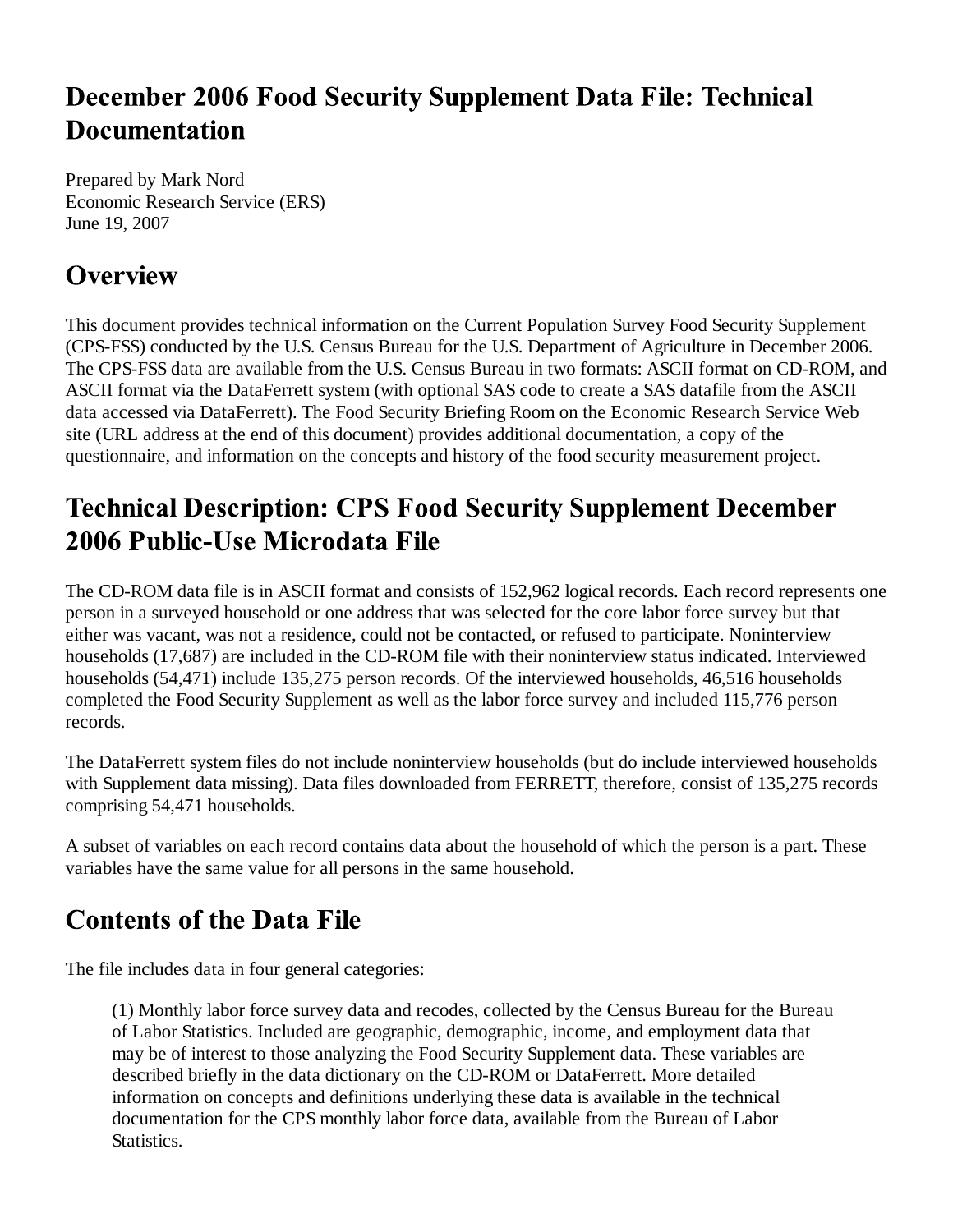# December 2006 Food Security Supplement Data File: Technical Documentation

Prepared by Mark Nord  
Economic Research Service (ERS)  
June 19, 2007

## Overview

This document provides technical information on the Current Population Survey Food Security Supplement (CPS-FSS) conducted by the U.S. Census Bureau for the U.S. Department of Agriculture in December 2006. The CPS-FSS data are available from the U.S. Census Bureau in two formats: ASCII format on CD-ROM, and ASCII format via the DataFerrett system (with optional SAS code to create a SAS datafile from the ASCII data accessed via DataFerrett). The Food Security Briefing Room on the Economic Research Service Web site (URL address at the end of this document) provides additional documentation, a copy of the questionnaire, and information on the concepts and history of the food security measurement project.

## Technical Description: CPS Food Security Supplement December 2006 Public-Use Microdata File

The CD-ROM data file is in ASCII format and consists of 152,962 logical records. Each record represents one person in a surveyed household or one address that was selected for the core labor force survey but that either was vacant, was not a residence, could not be contacted, or refused to participate. Noninterview households (17,687) are included in the CD-ROM file with their noninterview status indicated. Interviewed households (54,471) include 135,275 person records. Of the interviewed households, 46,516 households completed the Food Security Supplement as well as the labor force survey and included 115,776 person records.

The DataFerrett system files do not include noninterview households (but do include interviewed households with Supplement data missing). Data files downloaded from FERRETT, therefore, consist of 135,275 records comprising 54,471 households.

A subset of variables on each record contains data about the household of which the person is a part. These variables have the same value for all persons in the same household.

## Contents of the Data File

The file includes data in four general categories:

> (1) Monthly labor force survey data and recodes, collected by the Census Bureau for the Bureau of Labor Statistics. Included are geographic, demographic, income, and employment data that may be of interest to those analyzing the Food Security Supplement data. These variables are described briefly in the data dictionary on the CD-ROM or DataFerrett. More detailed information on concepts and definitions underlying these data is available in the technical documentation for the CPS monthly labor force data, available from the Bureau of Labor Statistics.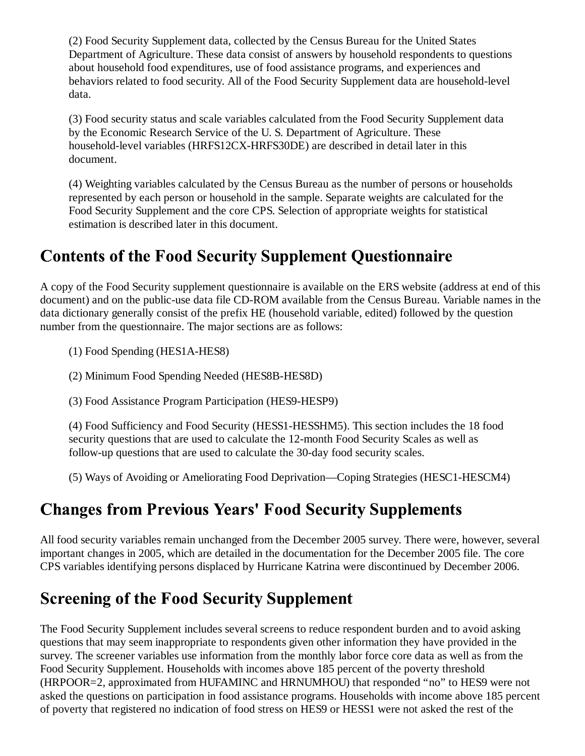(2) Food Security Supplement data, collected by the Census Bureau for the United States Department of Agriculture. These data consist of answers by household respondents to questions about household food expenditures, use of food assistance programs, and experiences and behaviors related to food security. All of the Food Security Supplement data are household-level data.

(3) Food security status and scale variables calculated from the Food Security Supplement data by the Economic Research Service of the U. S. Department of Agriculture. These household-level variables (HRFS12CX-HRFS30DE) are described in detail later in this document.

(4) Weighting variables calculated by the Census Bureau as the number of persons or households represented by each person or household in the sample. Separate weights are calculated for the Food Security Supplement and the core CPS. Selection of appropriate weights for statistical estimation is described later in this document.

## Contents of the Food Security Supplement Questionnaire

A copy of the Food Security supplement questionnaire is available on the ERS website (address at end of this document) and on the public-use data file CD-ROM available from the Census Bureau. Variable names in the data dictionary generally consist of the prefix HE (household variable, edited) followed by the question number from the questionnaire. The major sections are as follows:

(1) Food Spending (HES1A-HES8)

(2) Minimum Food Spending Needed (HES8B-HES8D)

(3) Food Assistance Program Participation (HES9-HESP9)

(4) Food Sufficiency and Food Security (HESS1-HESSHM5). This section includes the 18 food security questions that are used to calculate the 12-month Food Security Scales as well as follow-up questions that are used to calculate the 30-day food security scales.

(5) Ways of Avoiding or Ameliorating Food Deprivation—Coping Strategies (HESC1-HESCM4)

## Changes from Previous Years' Food Security Supplements

All food security variables remain unchanged from the December 2005 survey. There were, however, several important changes in 2005, which are detailed in the documentation for the December 2005 file. The core CPS variables identifying persons displaced by Hurricane Katrina were discontinued by December 2006.

## Screening of the Food Security Supplement

The Food Security Supplement includes several screens to reduce respondent burden and to avoid asking questions that may seem inappropriate to respondents given other information they have provided in the survey. The screener variables use information from the monthly labor force core data as well as from the Food Security Supplement. Households with incomes above 185 percent of the poverty threshold (HRPOOR=2, approximated from HUFAMINC and HRNUMHOU) that responded "no" to HES9 were not asked the questions on participation in food assistance programs. Households with income above 185 percent of poverty that registered no indication of food stress on HES9 or HESS1 were not asked the rest of the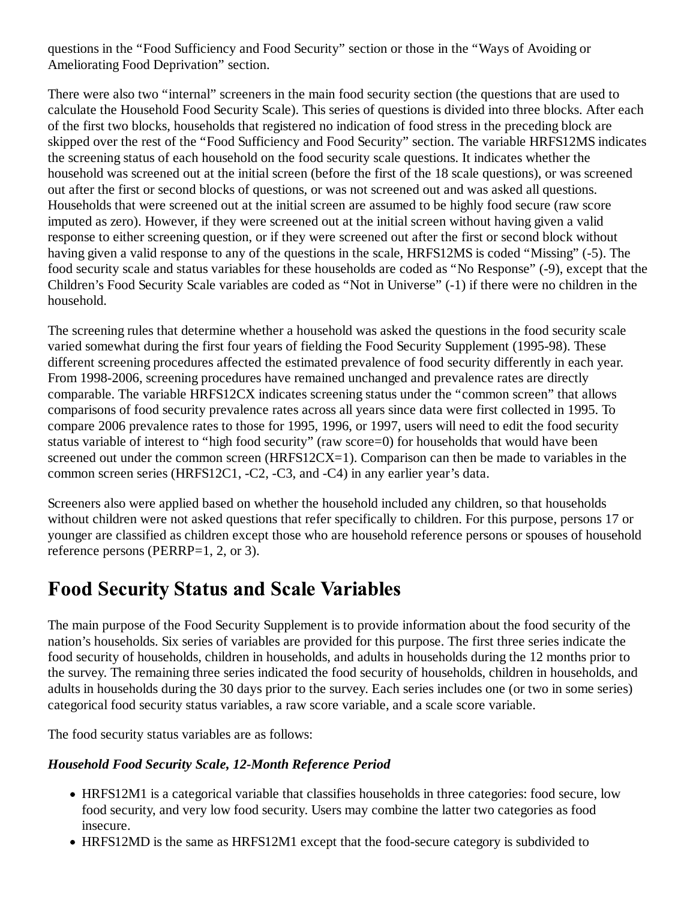questions in the “Food Sufficiency and Food Security” section or those in the “Ways of Avoiding or Ameliorating Food Deprivation” section.

There were also two “internal” screeners in the main food security section (the questions that are used to calculate the Household Food Security Scale). This series of questions is divided into three blocks. After each of the first two blocks, households that registered no indication of food stress in the preceding block are skipped over the rest of the “Food Sufficiency and Food Security” section. The variable HRFS12MS indicates the screening status of each household on the food security scale questions. It indicates whether the household was screened out at the initial screen (before the first of the 18 scale questions), or was screened out after the first or second blocks of questions, or was not screened out and was asked all questions. Households that were screened out at the initial screen are assumed to be highly food secure (raw score imputed as zero). However, if they were screened out at the initial screen without having given a valid response to either screening question, or if they were screened out after the first or second block without having given a valid response to any of the questions in the scale, HRFS12MS is coded “Missing” (-5). The food security scale and status variables for these households are coded as “No Response” (-9), except that the Children’s Food Security Scale variables are coded as “Not in Universe” (-1) if there were no children in the household.

The screening rules that determine whether a household was asked the questions in the food security scale varied somewhat during the first four years of fielding the Food Security Supplement (1995-98). These different screening procedures affected the estimated prevalence of food security differently in each year. From 1998-2006, screening procedures have remained unchanged and prevalence rates are directly comparable. The variable HRFS12CX indicates screening status under the “common screen” that allows comparisons of food security prevalence rates across all years since data were first collected in 1995. To compare 2006 prevalence rates to those for 1995, 1996, or 1997, users will need to edit the food security status variable of interest to “high food security” (raw score=0) for households that would have been screened out under the common screen (HRFS12CX=1). Comparison can then be made to variables in the common screen series (HRFS12C1, -C2, -C3, and -C4) in any earlier year’s data.

Screeners also were applied based on whether the household included any children, so that households without children were not asked questions that refer specifically to children. For this purpose, persons 17 or younger are classified as children except those who are household reference persons or spouses of household reference persons (PERRP=1, 2, or 3).

## Food Security Status and Scale Variables

The main purpose of the Food Security Supplement is to provide information about the food security of the nation’s households. Six series of variables are provided for this purpose. The first three series indicate the food security of households, children in households, and adults in households during the 12 months prior to the survey. The remaining three series indicated the food security of households, children in households, and adults in households during the 30 days prior to the survey. Each series includes one (or two in some series) categorical food security status variables, a raw score variable, and a scale score variable.

The food security status variables are as follows:

***Household Food Security Scale, 12-Month Reference Period***

- HRFS12M1 is a categorical variable that classifies households in three categories: food secure, low food security, and very low food security. Users may combine the latter two categories as food insecure.
- HRFS12MD is the same as HRFS12M1 except that the food-secure category is subdivided to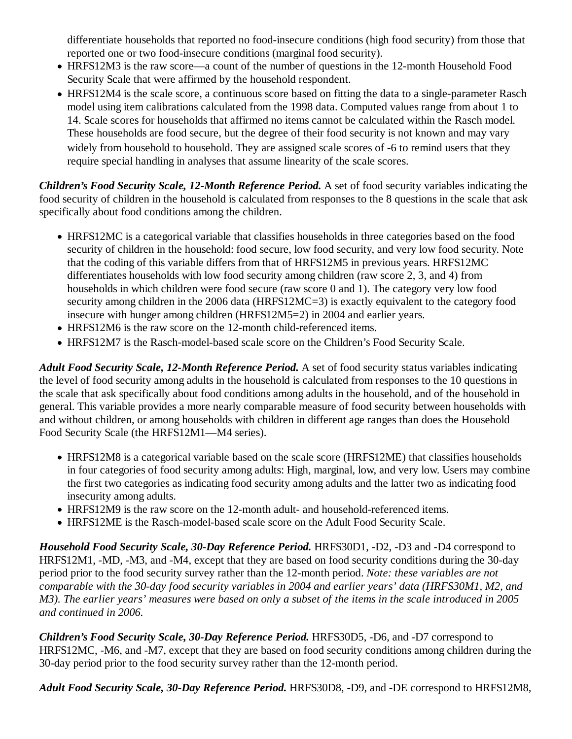differentiate households that reported no food-insecure conditions (high food security) from those that reported one or two food-insecure conditions (marginal food security).

- HRFS12M3 is the raw score—a count of the number of questions in the 12-month Household Food Security Scale that were affirmed by the household respondent.
- HRFS12M4 is the scale score, a continuous score based on fitting the data to a single-parameter Rasch model using item calibrations calculated from the 1998 data. Computed values range from about 1 to 14. Scale scores for households that affirmed no items cannot be calculated within the Rasch model. These households are food secure, but the degree of their food security is not known and may vary widely from household to household. They are assigned scale scores of -6 to remind users that they require special handling in analyses that assume linearity of the scale scores.

***Children's Food Security Scale, 12-Month Reference Period.*** A set of food security variables indicating the food security of children in the household is calculated from responses to the 8 questions in the scale that ask specifically about food conditions among the children.

- HRFS12MC is a categorical variable that classifies households in three categories based on the food security of children in the household: food secure, low food security, and very low food security. Note that the coding of this variable differs from that of HRFS12M5 in previous years. HRFS12MC differentiates households with low food security among children (raw score 2, 3, and 4) from households in which children were food secure (raw score 0 and 1). The category very low food security among children in the 2006 data (HRFS12MC=3) is exactly equivalent to the category food insecure with hunger among children (HRFS12M5=2) in 2004 and earlier years.
- HRFS12M6 is the raw score on the 12-month child-referenced items.
- HRFS12M7 is the Rasch-model-based scale score on the Children's Food Security Scale.

***Adult Food Security Scale, 12-Month Reference Period.*** A set of food security status variables indicating the level of food security among adults in the household is calculated from responses to the 10 questions in the scale that ask specifically about food conditions among adults in the household, and of the household in general. This variable provides a more nearly comparable measure of food security between households with and without children, or among households with children in different age ranges than does the Household Food Security Scale (the HRFS12M1—M4 series).

- HRFS12M8 is a categorical variable based on the scale score (HRFS12ME) that classifies households in four categories of food security among adults: High, marginal, low, and very low. Users may combine the first two categories as indicating food security among adults and the latter two as indicating food insecurity among adults.
- HRFS12M9 is the raw score on the 12-month adult- and household-referenced items.
- HRFS12ME is the Rasch-model-based scale score on the Adult Food Security Scale.

***Household Food Security Scale, 30-Day Reference Period.*** HRFS30D1, -D2, -D3 and -D4 correspond to HRFS12M1, -MD, -M3, and -M4, except that they are based on food security conditions during the 30-day period prior to the food security survey rather than the 12-month period. *Note: these variables are not comparable with the 30-day food security variables in 2004 and earlier years' data (HRFS30M1, M2, and M3). The earlier years' measures were based on only a subset of the items in the scale introduced in 2005 and continued in 2006.*

***Children's Food Security Scale, 30-Day Reference Period.*** HRFS30D5, -D6, and -D7 correspond to HRFS12MC, -M6, and -M7, except that they are based on food security conditions among children during the 30-day period prior to the food security survey rather than the 12-month period.

***Adult Food Security Scale, 30-Day Reference Period.*** HRFS30D8, -D9, and -DE correspond to HRFS12M8,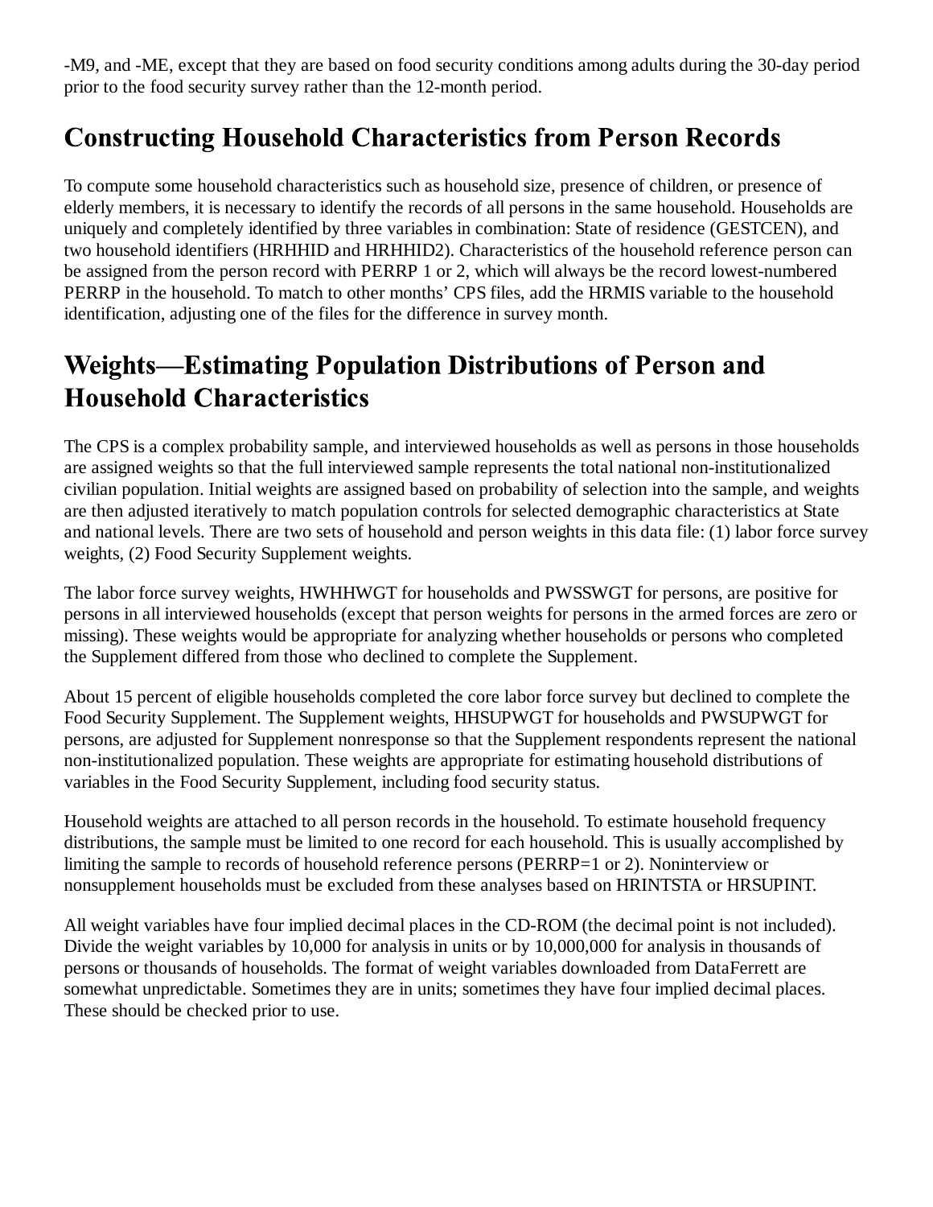-M9, and -ME, except that they are based on food security conditions among adults during the 30-day period prior to the food security survey rather than the 12-month period.

## Constructing Household Characteristics from Person Records

To compute some household characteristics such as household size, presence of children, or presence of elderly members, it is necessary to identify the records of all persons in the same household. Households are uniquely and completely identified by three variables in combination: State of residence (GESTCEN), and two household identifiers (HRHHID and HRHHID2). Characteristics of the household reference person can be assigned from the person record with PERRP 1 or 2, which will always be the record lowest-numbered PERRP in the household. To match to other months' CPS files, add the HRMIS variable to the household identification, adjusting one of the files for the difference in survey month.

## Weights—Estimating Population Distributions of Person and Household Characteristics

The CPS is a complex probability sample, and interviewed households as well as persons in those households are assigned weights so that the full interviewed sample represents the total national non-institutionalized civilian population. Initial weights are assigned based on probability of selection into the sample, and weights are then adjusted iteratively to match population controls for selected demographic characteristics at State and national levels. There are two sets of household and person weights in this data file: (1) labor force survey weights, (2) Food Security Supplement weights.

The labor force survey weights, HWHHWGT for households and PWSSWGT for persons, are positive for persons in all interviewed households (except that person weights for persons in the armed forces are zero or missing). These weights would be appropriate for analyzing whether households or persons who completed the Supplement differed from those who declined to complete the Supplement.

About 15 percent of eligible households completed the core labor force survey but declined to complete the Food Security Supplement. The Supplement weights, HHSUPWGT for households and PWSUPWGT for persons, are adjusted for Supplement nonresponse so that the Supplement respondents represent the national non-institutionalized population. These weights are appropriate for estimating household distributions of variables in the Food Security Supplement, including food security status.

Household weights are attached to all person records in the household. To estimate household frequency distributions, the sample must be limited to one record for each household. This is usually accomplished by limiting the sample to records of household reference persons (PERRP=1 or 2). Noninterview or nonsupplement households must be excluded from these analyses based on HRINTSTA or HRSUPINT.

All weight variables have four implied decimal places in the CD-ROM (the decimal point is not included). Divide the weight variables by 10,000 for analysis in units or by 10,000,000 for analysis in thousands of persons or thousands of households. The format of weight variables downloaded from DataFerrett are somewhat unpredictable. Sometimes they are in units; sometimes they have four implied decimal places. These should be checked prior to use.